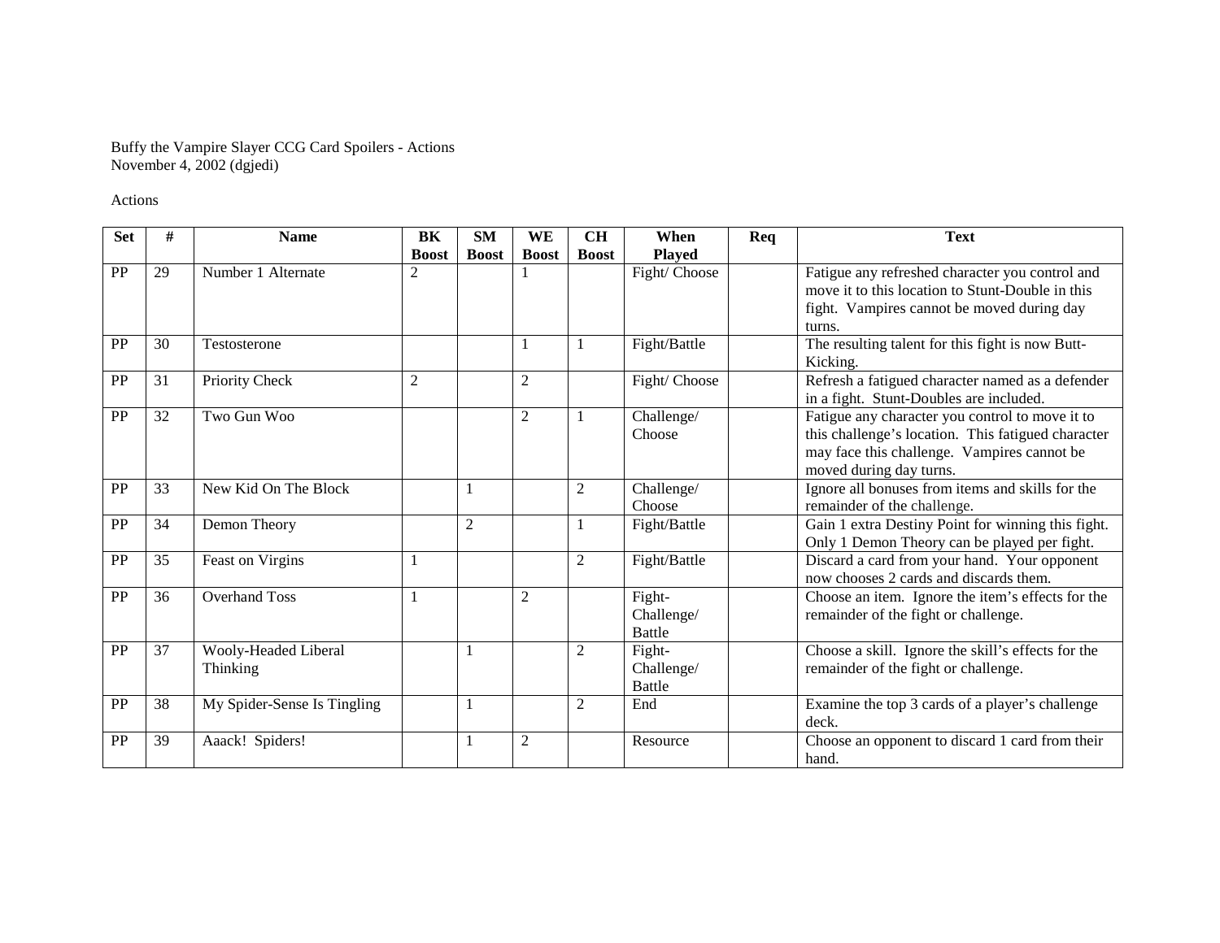Buffy the Vampire Slayer CCG Card Spoilers - Actions
November 4, 2002 (dgjedi)

Actions

| Set | # | Name | BK Boost | SM Boost | WE Boost | CH Boost | When Played | Req | Text |
|---|---|---|---|---|---|---|---|---|---|
| PP | 29 | Number 1 Alternate | 2 | | 1 | | Fight/ Choose | | Fatigue any refreshed character you control and move it to this location to Stunt-Double in this fight. Vampires cannot be moved during day turns. |
| PP | 30 | Testosterone | | | 1 | 1 | Fight/Battle | | The resulting talent for this fight is now Butt-Kicking. |
| PP | 31 | Priority Check | 2 | | 2 | | Fight/ Choose | | Refresh a fatigued character named as a defender in a fight. Stunt-Doubles are included. |
| PP | 32 | Two Gun Woo | | | 2 | 1 | Challenge/ Choose | | Fatigue any character you control to move it to this challenge's location. This fatigued character may face this challenge. Vampires cannot be moved during day turns. |
| PP | 33 | New Kid On The Block | | 1 | | 2 | Challenge/ Choose | | Ignore all bonuses from items and skills for the remainder of the challenge. |
| PP | 34 | Demon Theory | | 2 | | 1 | Fight/Battle | | Gain 1 extra Destiny Point for winning this fight. Only 1 Demon Theory can be played per fight. |
| PP | 35 | Feast on Virgins | 1 | | | 2 | Fight/Battle | | Discard a card from your hand. Your opponent now chooses 2 cards and discards them. |
| PP | 36 | Overhand Toss | 1 | | 2 | | Fight-Challenge/ Battle | | Choose an item. Ignore the item's effects for the remainder of the fight or challenge. |
| PP | 37 | Wooly-Headed Liberal Thinking | | 1 | | 2 | Fight-Challenge/ Battle | | Choose a skill. Ignore the skill's effects for the remainder of the fight or challenge. |
| PP | 38 | My Spider-Sense Is Tingling | | 1 | | 2 | End | | Examine the top 3 cards of a player's challenge deck. |
| PP | 39 | Aaack! Spiders! | | 1 | 2 | | Resource | | Choose an opponent to discard 1 card from their hand. |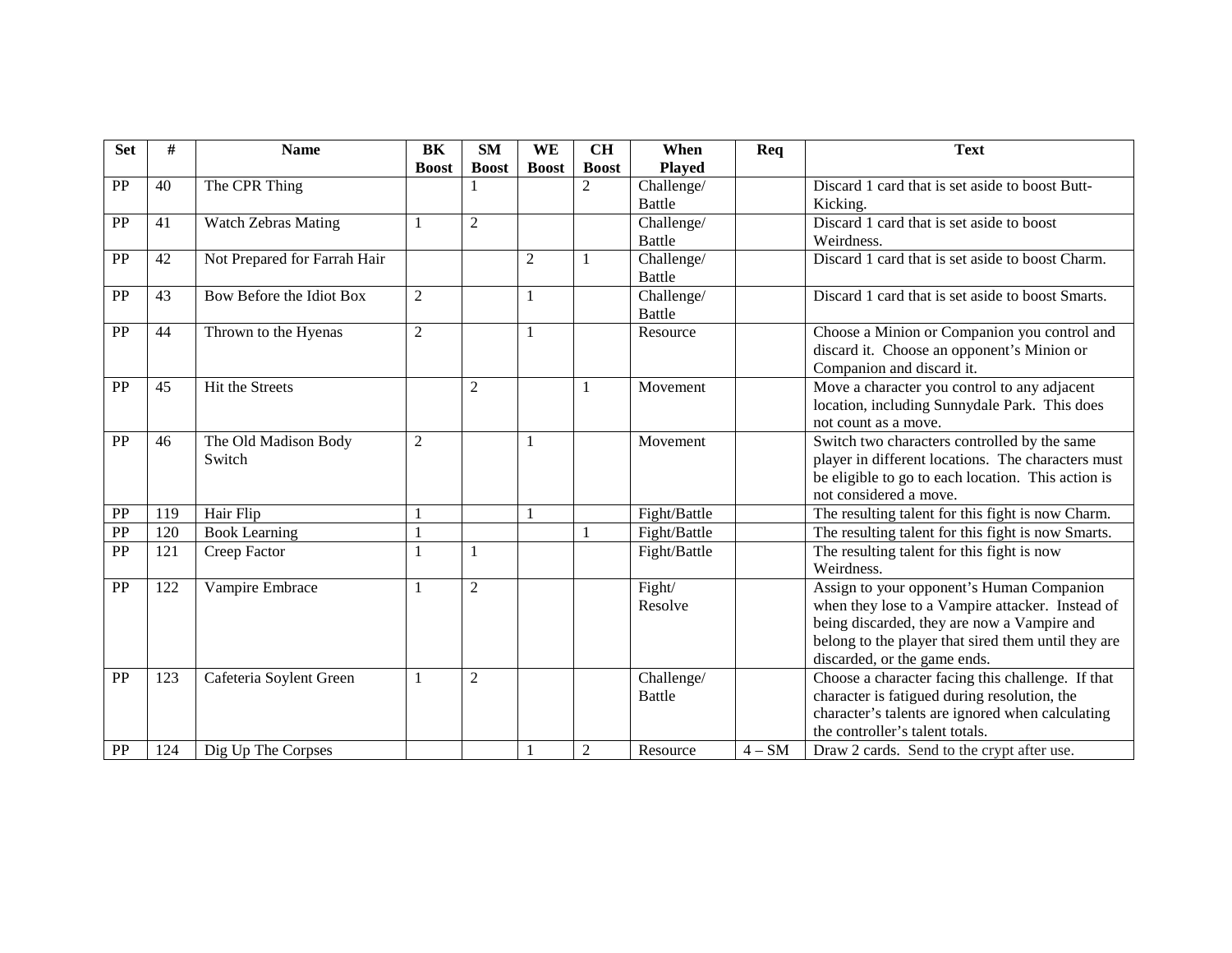| Set | # | Name | BK Boost | SM Boost | WE Boost | CH Boost | When Played | Req | Text |
|---|---|---|---|---|---|---|---|---|---|
| PP | 40 | The CPR Thing | | 1 | | 2 | Challenge/ Battle | | Discard 1 card that is set aside to boost Butt-Kicking. |
| PP | 41 | Watch Zebras Mating | 1 | 2 | | | Challenge/ Battle | | Discard 1 card that is set aside to boost Weirdness. |
| PP | 42 | Not Prepared for Farrah Hair | | | 2 | 1 | Challenge/ Battle | | Discard 1 card that is set aside to boost Charm. |
| PP | 43 | Bow Before the Idiot Box | 2 | | 1 | | Challenge/ Battle | | Discard 1 card that is set aside to boost Smarts. |
| PP | 44 | Thrown to the Hyenas | 2 | | 1 | | Resource | | Choose a Minion or Companion you control and discard it. Choose an opponent's Minion or Companion and discard it. |
| PP | 45 | Hit the Streets | | 2 | | 1 | Movement | | Move a character you control to any adjacent location, including Sunnydale Park. This does not count as a move. |
| PP | 46 | The Old Madison Body Switch | 2 | | 1 | | Movement | | Switch two characters controlled by the same player in different locations. The characters must be eligible to go to each location. This action is not considered a move. |
| PP | 119 | Hair Flip | 1 | | 1 | | Fight/Battle | | The resulting talent for this fight is now Charm. |
| PP | 120 | Book Learning | 1 | | | 1 | Fight/Battle | | The resulting talent for this fight is now Smarts. |
| PP | 121 | Creep Factor | 1 | 1 | | | Fight/Battle | | The resulting talent for this fight is now Weirdness. |
| PP | 122 | Vampire Embrace | 1 | 2 | | | Fight/ Resolve | | Assign to your opponent's Human Companion when they lose to a Vampire attacker. Instead of being discarded, they are now a Vampire and belong to the player that sired them until they are discarded, or the game ends. |
| PP | 123 | Cafeteria Soylent Green | 1 | 2 | | | Challenge/ Battle | | Choose a character facing this challenge. If that character is fatigued during resolution, the character's talents are ignored when calculating the controller's talent totals. |
| PP | 124 | Dig Up The Corpses | | | 1 | 2 | Resource | 4 – SM | Draw 2 cards. Send to the crypt after use. |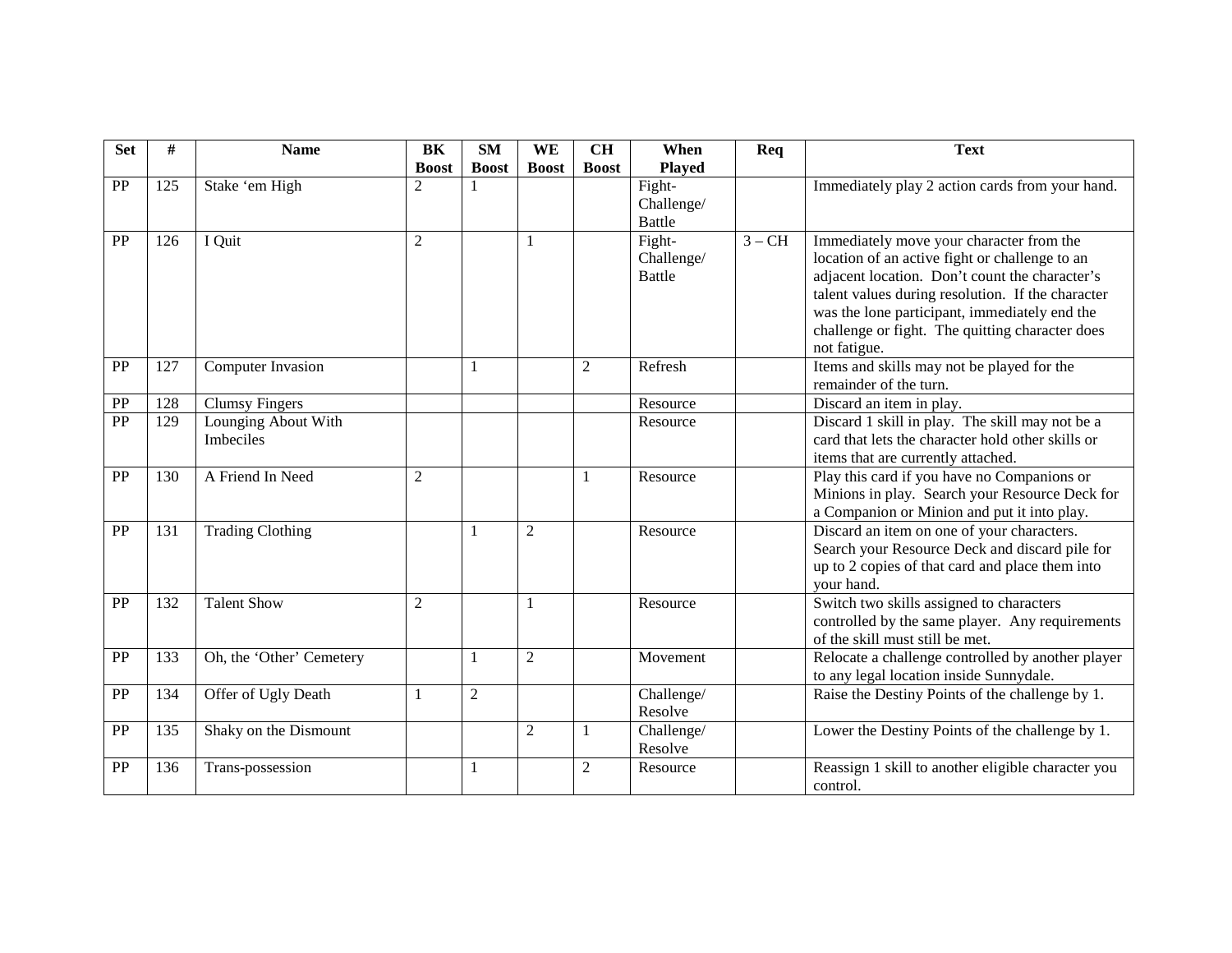| Set | # | Name | BK Boost | SM Boost | WE Boost | CH Boost | When Played | Req | Text |
|---|---|---|---|---|---|---|---|---|---|
| PP | 125 | Stake 'em High | 2 | 1 | | | Fight-Challenge/ Battle | | Immediately play 2 action cards from your hand. |
| PP | 126 | I Quit | 2 | | 1 | | Fight-Challenge/ Battle | 3 – CH | Immediately move your character from the location of an active fight or challenge to an adjacent location. Don't count the character's talent values during resolution. If the character was the lone participant, immediately end the challenge or fight. The quitting character does not fatigue. |
| PP | 127 | Computer Invasion | | 1 | | 2 | Refresh | | Items and skills may not be played for the remainder of the turn. |
| PP | 128 | Clumsy Fingers | | | | | Resource | | Discard an item in play. |
| PP | 129 | Lounging About With Imbeciles | | | | | Resource | | Discard 1 skill in play. The skill may not be a card that lets the character hold other skills or items that are currently attached. |
| PP | 130 | A Friend In Need | 2 | | | 1 | Resource | | Play this card if you have no Companions or Minions in play. Search your Resource Deck for a Companion or Minion and put it into play. |
| PP | 131 | Trading Clothing | | 1 | 2 | | Resource | | Discard an item on one of your characters. Search your Resource Deck and discard pile for up to 2 copies of that card and place them into your hand. |
| PP | 132 | Talent Show | 2 | | 1 | | Resource | | Switch two skills assigned to characters controlled by the same player. Any requirements of the skill must still be met. |
| PP | 133 | Oh, the 'Other' Cemetery | | 1 | 2 | | Movement | | Relocate a challenge controlled by another player to any legal location inside Sunnydale. |
| PP | 134 | Offer of Ugly Death | 1 | 2 | | | Challenge/ Resolve | | Raise the Destiny Points of the challenge by 1. |
| PP | 135 | Shaky on the Dismount | | | 2 | 1 | Challenge/ Resolve | | Lower the Destiny Points of the challenge by 1. |
| PP | 136 | Trans-possession | | 1 | | 2 | Resource | | Reassign 1 skill to another eligible character you control. |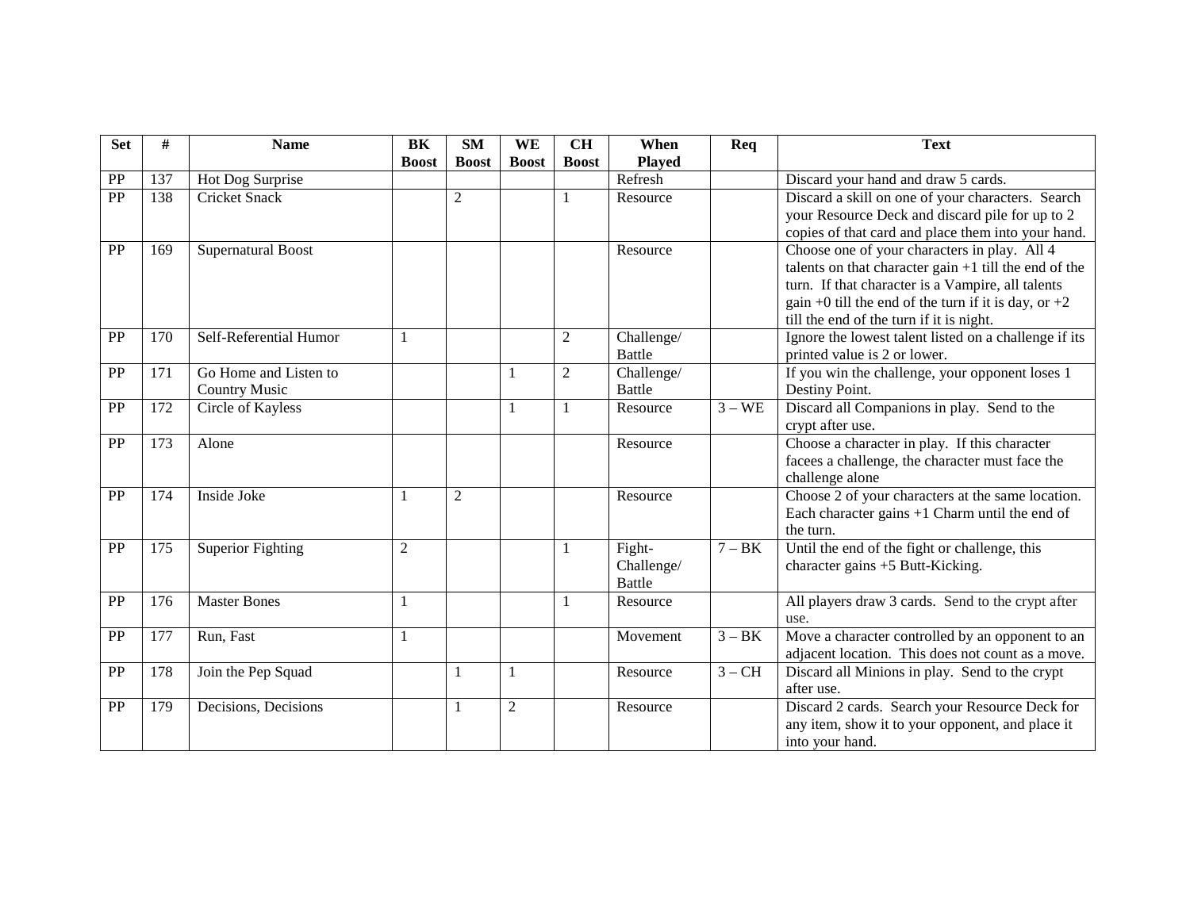| Set | # | Name | BK Boost | SM Boost | WE Boost | CH Boost | When Played | Req | Text |
|---|---|---|---|---|---|---|---|---|---|
| PP | 137 | Hot Dog Surprise | | | | | Refresh | | Discard your hand and draw 5 cards. |
| PP | 138 | Cricket Snack | | 2 | | 1 | Resource | | Discard a skill on one of your characters. Search your Resource Deck and discard pile for up to 2 copies of that card and place them into your hand. |
| PP | 169 | Supernatural Boost | | | | | Resource | | Choose one of your characters in play. All 4 talents on that character gain +1 till the end of the turn. If that character is a Vampire, all talents gain +0 till the end of the turn if it is day, or +2 till the end of the turn if it is night. |
| PP | 170 | Self-Referential Humor | 1 | | | 2 | Challenge/ Battle | | Ignore the lowest talent listed on a challenge if its printed value is 2 or lower. |
| PP | 171 | Go Home and Listen to Country Music | | | 1 | 2 | Challenge/ Battle | | If you win the challenge, your opponent loses 1 Destiny Point. |
| PP | 172 | Circle of Kayless | | | 1 | 1 | Resource | 3 – WE | Discard all Companions in play. Send to the crypt after use. |
| PP | 173 | Alone | | | | | Resource | | Choose a character in play. If this character facees a challenge, the character must face the challenge alone |
| PP | 174 | Inside Joke | 1 | 2 | | | Resource | | Choose 2 of your characters at the same location. Each character gains +1 Charm until the end of the turn. |
| PP | 175 | Superior Fighting | 2 | | | 1 | Fight-Challenge/ Battle | 7 – BK | Until the end of the fight or challenge, this character gains +5 Butt-Kicking. |
| PP | 176 | Master Bones | 1 | | | 1 | Resource | | All players draw 3 cards. Send to the crypt after use. |
| PP | 177 | Run, Fast | 1 | | | | Movement | 3 – BK | Move a character controlled by an opponent to an adjacent location. This does not count as a move. |
| PP | 178 | Join the Pep Squad | | 1 | 1 | | Resource | 3 – CH | Discard all Minions in play. Send to the crypt after use. |
| PP | 179 | Decisions, Decisions | | 1 | 2 | | Resource | | Discard 2 cards. Search your Resource Deck for any item, show it to your opponent, and place it into your hand. |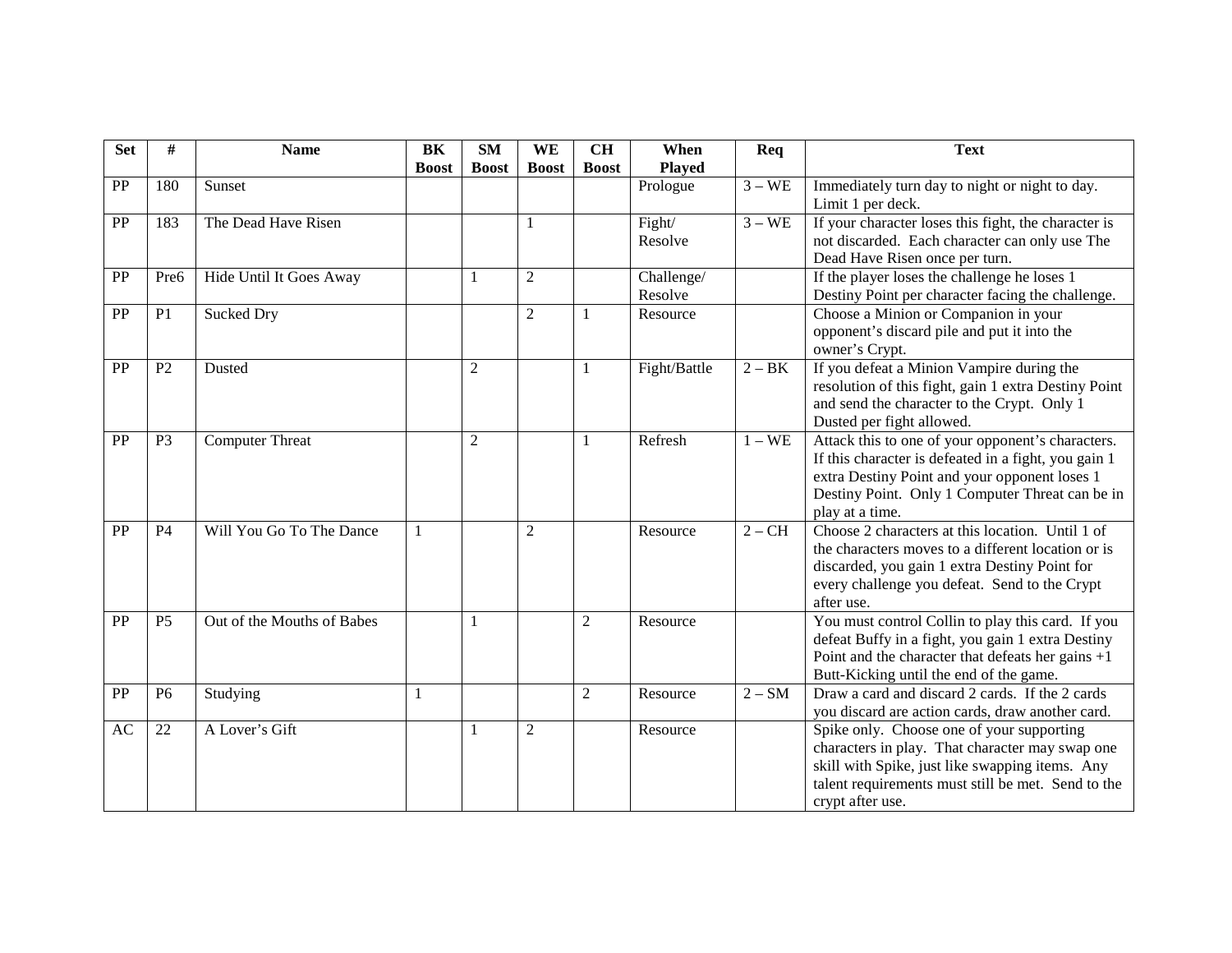| Set | # | Name | BK Boost | SM Boost | WE Boost | CH Boost | When Played | Req | Text |
|---|---|---|---|---|---|---|---|---|---|
| PP | 180 | Sunset | | | | | Prologue | 3 – WE | Immediately turn day to night or night to day. Limit 1 per deck. |
| PP | 183 | The Dead Have Risen | | | 1 | | Fight/ Resolve | 3 – WE | If your character loses this fight, the character is not discarded. Each character can only use The Dead Have Risen once per turn. |
| PP | Pre6 | Hide Until It Goes Away | | 1 | 2 | | Challenge/ Resolve | | If the player loses the challenge he loses 1 Destiny Point per character facing the challenge. |
| PP | P1 | Sucked Dry | | | 2 | 1 | Resource | | Choose a Minion or Companion in your opponent's discard pile and put it into the owner's Crypt. |
| PP | P2 | Dusted | | 2 | | 1 | Fight/Battle | 2 – BK | If you defeat a Minion Vampire during the resolution of this fight, gain 1 extra Destiny Point and send the character to the Crypt. Only 1 Dusted per fight allowed. |
| PP | P3 | Computer Threat | | 2 | | 1 | Refresh | 1 – WE | Attach this to one of your opponent's characters. If this character is defeated in a fight, you gain 1 extra Destiny Point and your opponent loses 1 Destiny Point. Only 1 Computer Threat can be in play at a time. |
| PP | P4 | Will You Go To The Dance | 1 | | 2 | | Resource | 2 – CH | Choose 2 characters at this location. Until 1 of the characters moves to a different location or is discarded, you gain 1 extra Destiny Point for every challenge you defeat. Send to the Crypt after use. |
| PP | P5 | Out of the Mouths of Babes | | 1 | | 2 | Resource | | You must control Collin to play this card. If you defeat Buffy in a fight, you gain 1 extra Destiny Point and the character that defeats her gains +1 Butt-Kicking until the end of the game. |
| PP | P6 | Studying | 1 | | | 2 | Resource | 2 – SM | Draw a card and discard 2 cards. If the 2 cards you discard are action cards, draw another card. |
| AC | 22 | A Lover's Gift | | 1 | 2 | | Resource | | Spike only. Choose one of your supporting characters in play. That character may swap one skill with Spike, just like swapping items. Any talent requirements must still be met. Send to the crypt after use. |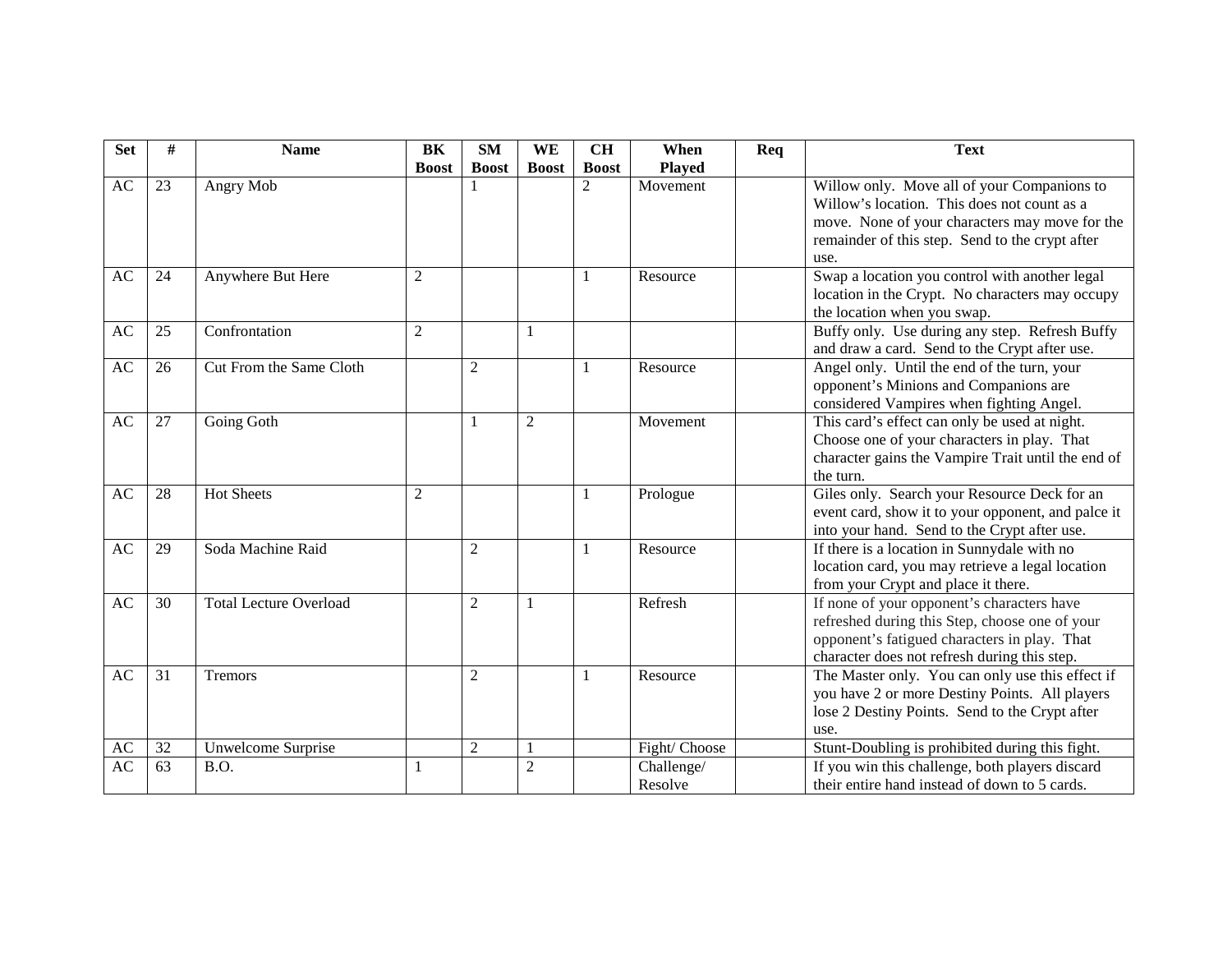| Set | # | Name | BK Boost | SM Boost | WE Boost | CH Boost | When Played | Req | Text |
|---|---|---|---|---|---|---|---|---|---|
| AC | 23 | Angry Mob | | 1 | | 2 | Movement | | Willow only. Move all of your Companions to Willow's location. This does not count as a move. None of your characters may move for the remainder of this step. Send to the crypt after use. |
| AC | 24 | Anywhere But Here | 2 | | | 1 | Resource | | Swap a location you control with another legal location in the Crypt. No characters may occupy the location when you swap. |
| AC | 25 | Confrontation | 2 | | 1 | | | | Buffy only. Use during any step. Refresh Buffy and draw a card. Send to the Crypt after use. |
| AC | 26 | Cut From the Same Cloth | | 2 | | 1 | Resource | | Angel only. Until the end of the turn, your opponent's Minions and Companions are considered Vampires when fighting Angel. |
| AC | 27 | Going Goth | | 1 | 2 | | Movement | | This card's effect can only be used at night. Choose one of your characters in play. That character gains the Vampire Trait until the end of the turn. |
| AC | 28 | Hot Sheets | 2 | | | 1 | Prologue | | Giles only. Search your Resource Deck for an event card, show it to your opponent, and palce it into your hand. Send to the Crypt after use. |
| AC | 29 | Soda Machine Raid | | 2 | | 1 | Resource | | If there is a location in Sunnydale with no location card, you may retrieve a legal location from your Crypt and place it there. |
| AC | 30 | Total Lecture Overload | | 2 | 1 | | Refresh | | If none of your opponent's characters have refreshed during this Step, choose one of your opponent's fatigued characters in play. That character does not refresh during this step. |
| AC | 31 | Tremors | | 2 | | 1 | Resource | | The Master only. You can only use this effect if you have 2 or more Destiny Points. All players lose 2 Destiny Points. Send to the Crypt after use. |
| AC | 32 | Unwelcome Surprise | | 2 | 1 | | Fight/ Choose | | Stunt-Doubling is prohibited during this fight. |
| AC | 63 | B.O. | 1 | | 2 | | Challenge/ Resolve | | If you win this challenge, both players discard their entire hand instead of down to 5 cards. |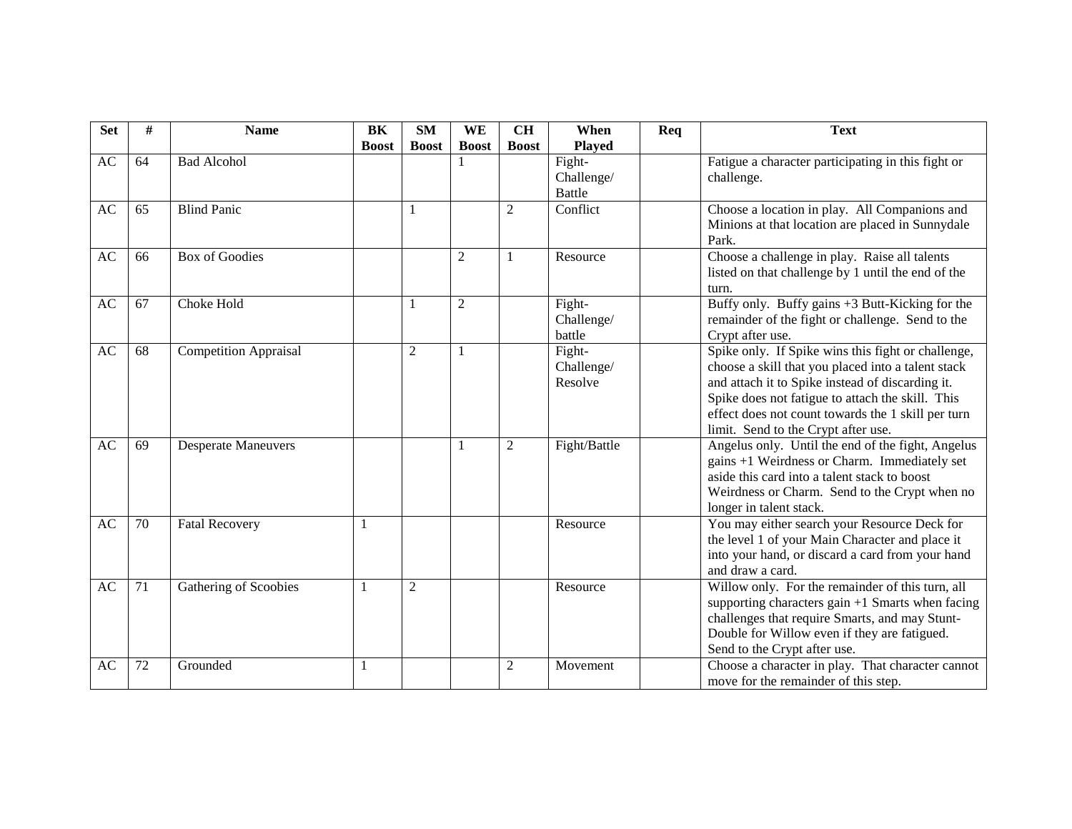| Set | # | Name | BK Boost | SM Boost | WE Boost | CH Boost | When Played | Req | Text |
|---|---|---|---|---|---|---|---|---|---|
| AC | 64 | Bad Alcohol | | | 1 | | Fight-Challenge/ Battle | | Fatigue a character participating in this fight or challenge. |
| AC | 65 | Blind Panic | | 1 | | 2 | Conflict | | Choose a location in play. All Companions and Minions at that location are placed in Sunnydale Park. |
| AC | 66 | Box of Goodies | | | 2 | 1 | Resource | | Choose a challenge in play. Raise all talents listed on that challenge by 1 until the end of the turn. |
| AC | 67 | Choke Hold | | 1 | 2 | | Fight-Challenge/ battle | | Buffy only. Buffy gains +3 Butt-Kicking for the remainder of the fight or challenge. Send to the Crypt after use. |
| AC | 68 | Competition Appraisal | | 2 | 1 | | Fight-Challenge/ Resolve | | Spike only. If Spike wins this fight or challenge, choose a skill that you placed into a talent stack and attach it to Spike instead of discarding it. Spike does not fatigue to attach the skill. This effect does not count towards the 1 skill per turn limit. Send to the Crypt after use. |
| AC | 69 | Desperate Maneuvers | | | 1 | 2 | Fight/Battle | | Angelus only. Until the end of the fight, Angelus gains +1 Weirdness or Charm. Immediately set aside this card into a talent stack to boost Weirdness or Charm. Send to the Crypt when no longer in talent stack. |
| AC | 70 | Fatal Recovery | 1 | | | | Resource | | You may either search your Resource Deck for the level 1 of your Main Character and place it into your hand, or discard a card from your hand and draw a card. |
| AC | 71 | Gathering of Scoobies | 1 | 2 | | | Resource | | Willow only. For the remainder of this turn, all supporting characters gain +1 Smarts when facing challenges that require Smarts, and may Stunt-Double for Willow even if they are fatigued. Send to the Crypt after use. |
| AC | 72 | Grounded | 1 | | | 2 | Movement | | Choose a character in play. That character cannot move for the remainder of this step. |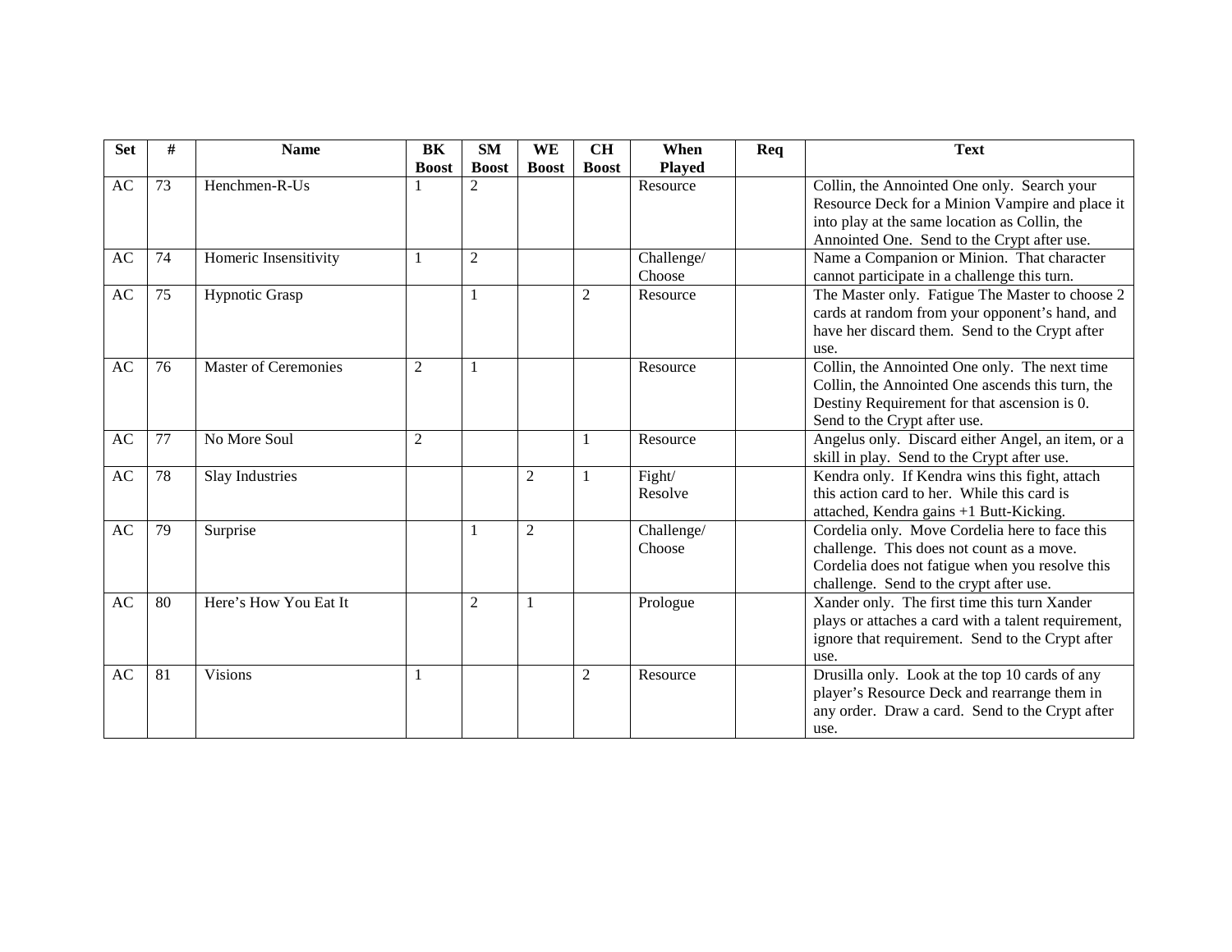| Set | # | Name | BK Boost | SM Boost | WE Boost | CH Boost | When Played | Req | Text |
|---|---|---|---|---|---|---|---|---|---|
| AC | 73 | Henchmen-R-Us | 1 | 2 | | | Resource | | Collin, the Annointed One only. Search your Resource Deck for a Minion Vampire and place it into play at the same location as Collin, the Annointed One. Send to the Crypt after use. |
| AC | 74 | Homeric Insensitivity | 1 | 2 | | | Challenge/ Choose | | Name a Companion or Minion. That character cannot participate in a challenge this turn. |
| AC | 75 | Hypnotic Grasp | | 1 | | 2 | Resource | | The Master only. Fatigue The Master to choose 2 cards at random from your opponent's hand, and have her discard them. Send to the Crypt after use. |
| AC | 76 | Master of Ceremonies | 2 | 1 | | | Resource | | Collin, the Annointed One only. The next time Collin, the Annointed One ascends this turn, the Destiny Requirement for that ascension is 0. Send to the Crypt after use. |
| AC | 77 | No More Soul | 2 | | | 1 | Resource | | Angelus only. Discard either Angel, an item, or a skill in play. Send to the Crypt after use. |
| AC | 78 | Slay Industries | | | 2 | 1 | Fight/ Resolve | | Kendra only. If Kendra wins this fight, attach this action card to her. While this card is attached, Kendra gains +1 Butt-Kicking. |
| AC | 79 | Surprise | | 1 | 2 | | Challenge/ Choose | | Cordelia only. Move Cordelia here to face this challenge. This does not count as a move. Cordelia does not fatigue when you resolve this challenge. Send to the crypt after use. |
| AC | 80 | Here's How You Eat It | | 2 | 1 | | Prologue | | Xander only. The first time this turn Xander plays or attaches a card with a talent requirement, ignore that requirement. Send to the Crypt after use. |
| AC | 81 | Visions | 1 | | | 2 | Resource | | Drusilla only. Look at the top 10 cards of any player's Resource Deck and rearrange them in any order. Draw a card. Send to the Crypt after use. |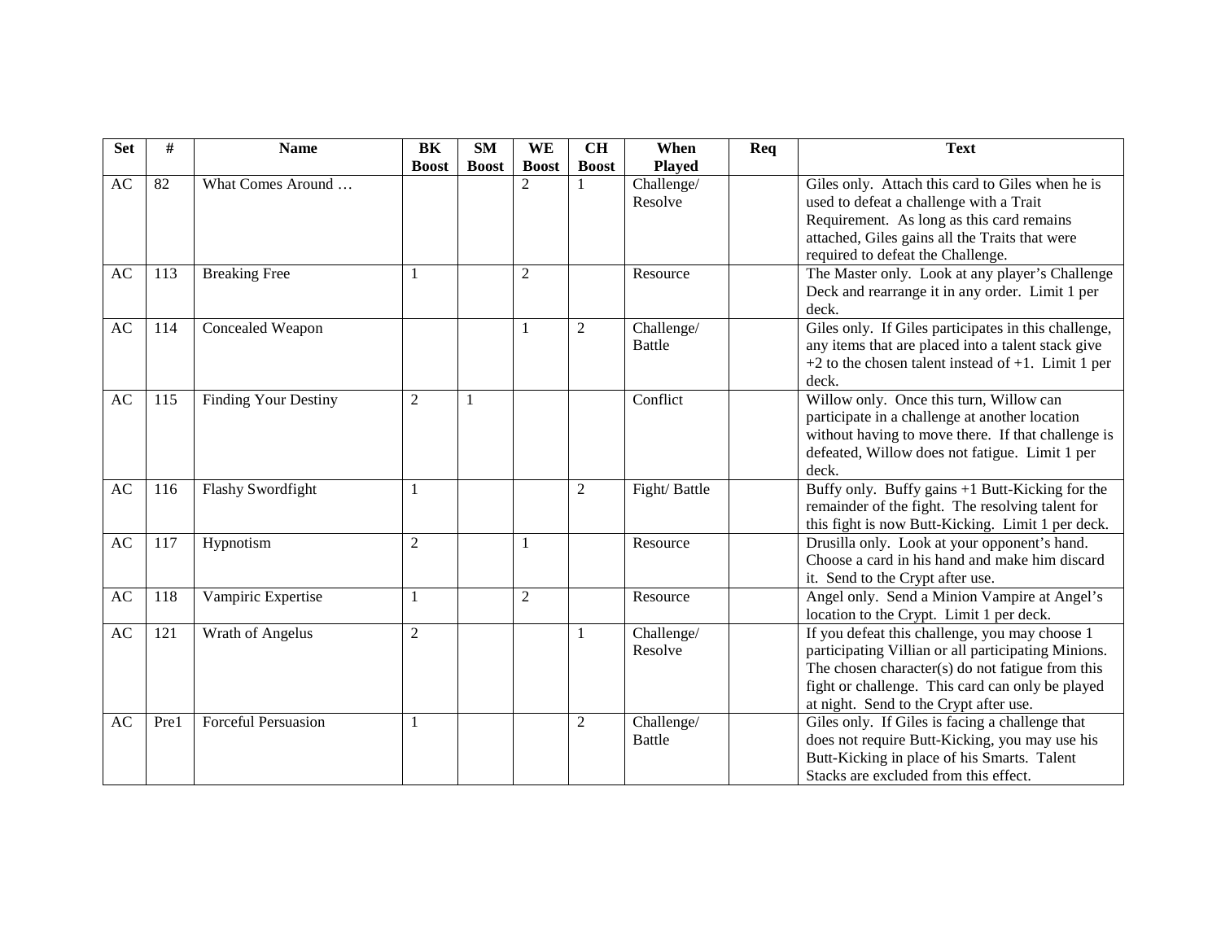| Set | # | Name | BK Boost | SM Boost | WE Boost | CH Boost | When Played | Req | Text |
|---|---|---|---|---|---|---|---|---|---|
| AC | 82 | What Comes Around … | | | 2 | 1 | Challenge/ Resolve | | Giles only. Attach this card to Giles when he is used to defeat a challenge with a Trait Requirement. As long as this card remains attached, Giles gains all the Traits that were required to defeat the Challenge. |
| AC | 113 | Breaking Free | 1 | | 2 | | Resource | | The Master only. Look at any player's Challenge Deck and rearrange it in any order. Limit 1 per deck. |
| AC | 114 | Concealed Weapon | | | 1 | 2 | Challenge/ Battle | | Giles only. If Giles participates in this challenge, any items that are placed into a talent stack give +2 to the chosen talent instead of +1. Limit 1 per deck. |
| AC | 115 | Finding Your Destiny | 2 | 1 | | | Conflict | | Willow only. Once this turn, Willow can participate in a challenge at another location without having to move there. If that challenge is defeated, Willow does not fatigue. Limit 1 per deck. |
| AC | 116 | Flashy Swordfight | 1 | | | 2 | Fight/ Battle | | Buffy only. Buffy gains +1 Butt-Kicking for the remainder of the fight. The resolving talent for this fight is now Butt-Kicking. Limit 1 per deck. |
| AC | 117 | Hypnotism | 2 | | 1 | | Resource | | Drusilla only. Look at your opponent's hand. Choose a card in his hand and make him discard it. Send to the Crypt after use. |
| AC | 118 | Vampiric Expertise | 1 | | 2 | | Resource | | Angel only. Send a Minion Vampire at Angel's location to the Crypt. Limit 1 per deck. |
| AC | 121 | Wrath of Angelus | 2 | | | 1 | Challenge/ Resolve | | If you defeat this challenge, you may choose 1 participating Villian or all participating Minions. The chosen character(s) do not fatigue from this fight or challenge. This card can only be played at night. Send to the Crypt after use. |
| AC | Pre1 | Forceful Persuasion | 1 | | | 2 | Challenge/ Battle | | Giles only. If Giles is facing a challenge that does not require Butt-Kicking, you may use his Butt-Kicking in place of his Smarts. Talent Stacks are excluded from this effect. |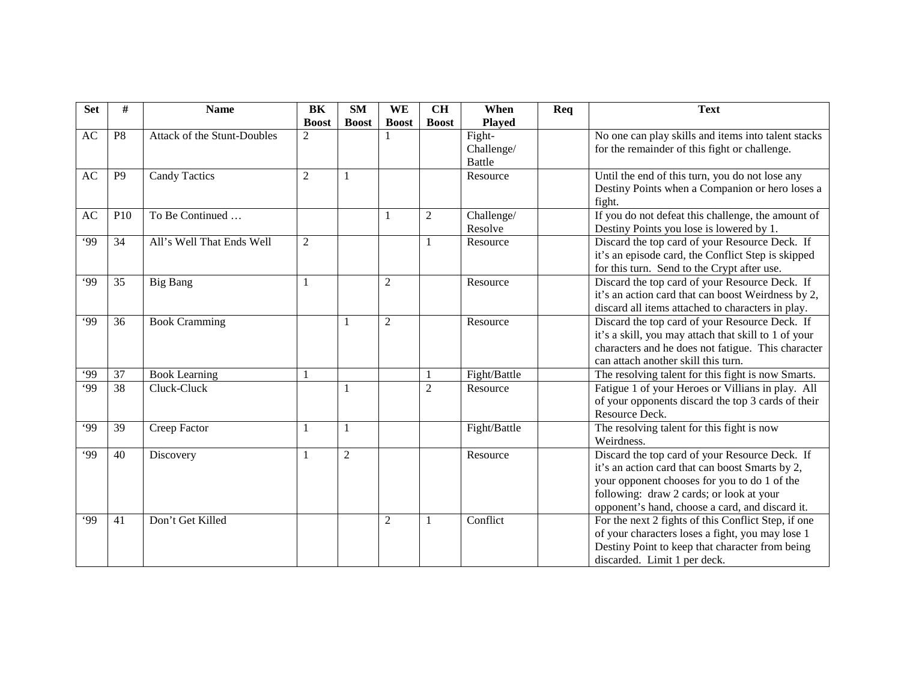| Set | # | Name | BK Boost | SM Boost | WE Boost | CH Boost | When Played | Req | Text |
|---|---|---|---|---|---|---|---|---|---|
| AC | P8 | Attack of the Stunt-Doubles | 2 | | 1 | | Fight-Challenge/ Battle | | No one can play skills and items into talent stacks for the remainder of this fight or challenge. |
| AC | P9 | Candy Tactics | 2 | 1 | | | Resource | | Until the end of this turn, you do not lose any Destiny Points when a Companion or hero loses a fight. |
| AC | P10 | To Be Continued … | | | 1 | 2 | Challenge/ Resolve | | If you do not defeat this challenge, the amount of Destiny Points you lose is lowered by 1. |
| '99 | 34 | All's Well That Ends Well | 2 | | | 1 | Resource | | Discard the top card of your Resource Deck. If it's an episode card, the Conflict Step is skipped for this turn. Send to the Crypt after use. |
| '99 | 35 | Big Bang | 1 | | 2 | | Resource | | Discard the top card of your Resource Deck. If it's an action card that can boost Weirdness by 2, discard all items attached to characters in play. |
| '99 | 36 | Book Cramming | | 1 | 2 | | Resource | | Discard the top card of your Resource Deck. If it's a skill, you may attach that skill to 1 of your characters and he does not fatigue. This character can attach another skill this turn. |
| '99 | 37 | Book Learning | 1 | | | 1 | Fight/Battle | | The resolving talent for this fight is now Smarts. |
| '99 | 38 | Cluck-Cluck | | 1 | | 2 | Resource | | Fatigue 1 of your Heroes or Villians in play. All of your opponents discard the top 3 cards of their Resource Deck. |
| '99 | 39 | Creep Factor | 1 | 1 | | | Fight/Battle | | The resolving talent for this fight is now Weirdness. |
| '99 | 40 | Discovery | 1 | 2 | | | Resource | | Discard the top card of your Resource Deck. If it's an action card that can boost Smarts by 2, your opponent chooses for you to do 1 of the following: draw 2 cards; or look at your opponent's hand, choose a card, and discard it. |
| '99 | 41 | Don't Get Killed | | | 2 | 1 | Conflict | | For the next 2 fights of this Conflict Step, if one of your characters loses a fight, you may lose 1 Destiny Point to keep that character from being discarded. Limit 1 per deck. |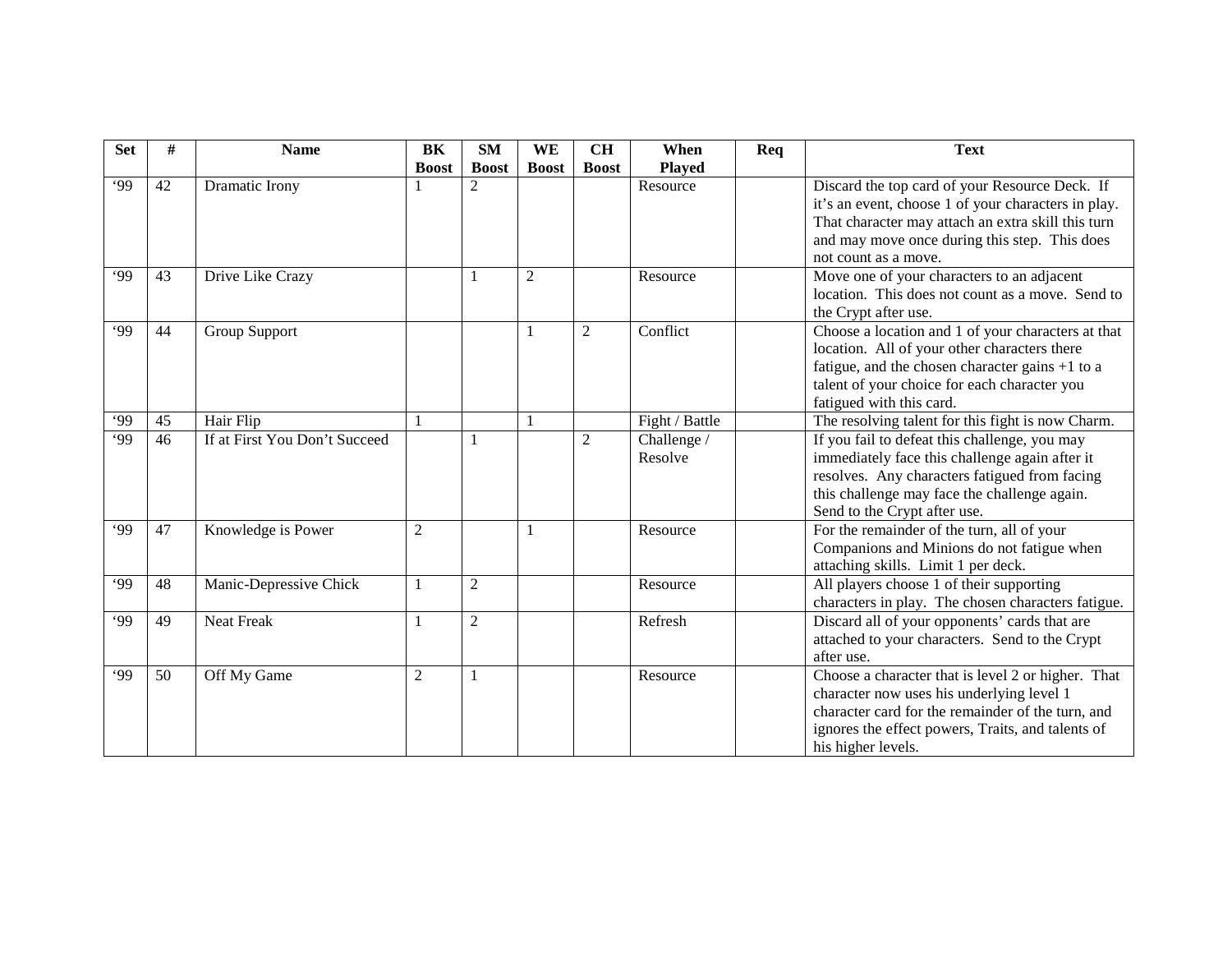| Set | # | Name | BK Boost | SM Boost | WE Boost | CH Boost | When Played | Req | Text |
|---|---|---|---|---|---|---|---|---|---|
| '99 | 42 | Dramatic Irony | 1 | 2 | | | Resource | | Discard the top card of your Resource Deck. If it's an event, choose 1 of your characters in play. That character may attach an extra skill this turn and may move once during this step. This does not count as a move. |
| '99 | 43 | Drive Like Crazy | | 1 | 2 | | Resource | | Move one of your characters to an adjacent location. This does not count as a move. Send to the Crypt after use. |
| '99 | 44 | Group Support | | | 1 | 2 | Conflict | | Choose a location and 1 of your characters at that location. All of your other characters there fatigue, and the chosen character gains +1 to a talent of your choice for each character you fatigued with this card. |
| '99 | 45 | Hair Flip | 1 | | 1 | | Fight / Battle | | The resolving talent for this fight is now Charm. |
| '99 | 46 | If at First You Don't Succeed | | 1 | | 2 | Challenge / Resolve | | If you fail to defeat this challenge, you may immediately face this challenge again after it resolves. Any characters fatigued from facing this challenge may face the challenge again. Send to the Crypt after use. |
| '99 | 47 | Knowledge is Power | 2 | | 1 | | Resource | | For the remainder of the turn, all of your Companions and Minions do not fatigue when attaching skills. Limit 1 per deck. |
| '99 | 48 | Manic-Depressive Chick | 1 | 2 | | | Resource | | All players choose 1 of their supporting characters in play. The chosen characters fatigue. |
| '99 | 49 | Neat Freak | 1 | 2 | | | Refresh | | Discard all of your opponents' cards that are attached to your characters. Send to the Crypt after use. |
| '99 | 50 | Off My Game | 2 | 1 | | | Resource | | Choose a character that is level 2 or higher. That character now uses his underlying level 1 character card for the remainder of the turn, and ignores the effect powers, Traits, and talents of his higher levels. |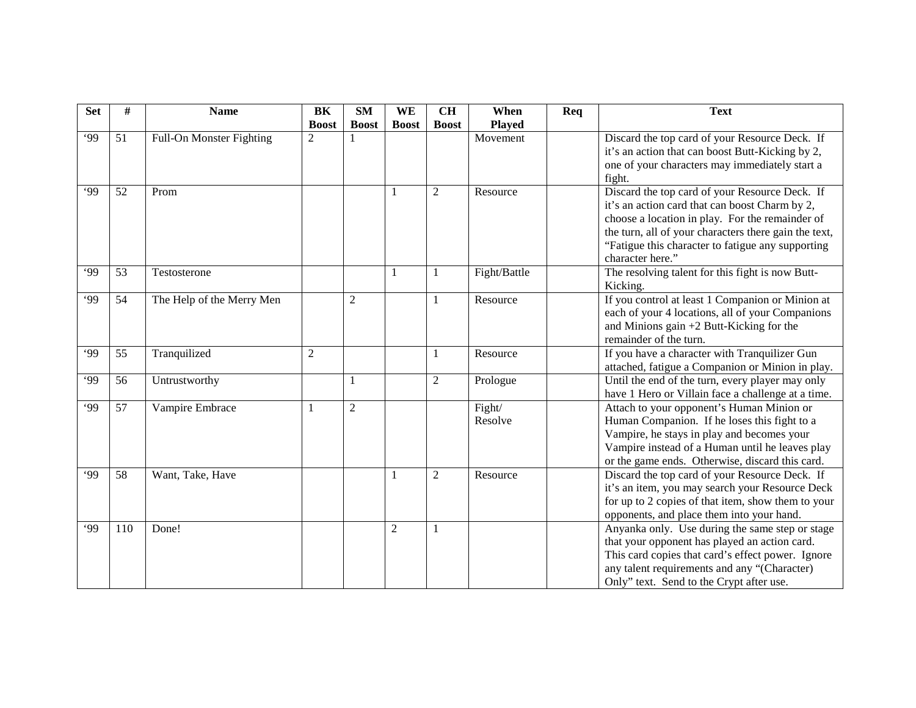| Set | # | Name | BK Boost | SM Boost | WE Boost | CH Boost | When Played | Req | Text |
|---|---|---|---|---|---|---|---|---|---|
| '99 | 51 | Full-On Monster Fighting | 2 | 1 | | | Movement | | Discard the top card of your Resource Deck. If it's an action that can boost Butt-Kicking by 2, one of your characters may immediately start a fight. |
| '99 | 52 | Prom | | | 1 | 2 | Resource | | Discard the top card of your Resource Deck. If it's an action card that can boost Charm by 2, choose a location in play. For the remainder of the turn, all of your characters there gain the text, "Fatigue this character to fatigue any supporting character here." |
| '99 | 53 | Testosterone | | | 1 | 1 | Fight/Battle | | The resolving talent for this fight is now Butt-Kicking. |
| '99 | 54 | The Help of the Merry Men | | 2 | | 1 | Resource | | If you control at least 1 Companion or Minion at each of your 4 locations, all of your Companions and Minions gain +2 Butt-Kicking for the remainder of the turn. |
| '99 | 55 | Tranquilized | 2 | | | 1 | Resource | | If you have a character with Tranquilizer Gun attached, fatigue a Companion or Minion in play. |
| '99 | 56 | Untrustworthy | | 1 | | 2 | Prologue | | Until the end of the turn, every player may only have 1 Hero or Villain face a challenge at a time. |
| '99 | 57 | Vampire Embrace | 1 | 2 | | | Fight/ Resolve | | Attach to your opponent's Human Minion or Human Companion. If he loses this fight to a Vampire, he stays in play and becomes your Vampire instead of a Human until he leaves play or the game ends. Otherwise, discard this card. |
| '99 | 58 | Want, Take, Have | | | 1 | 2 | Resource | | Discard the top card of your Resource Deck. If it's an item, you may search your Resource Deck for up to 2 copies of that item, show them to your opponents, and place them into your hand. |
| '99 | 110 | Done! | | | 2 | 1 | | | Anyanka only. Use during the same step or stage that your opponent has played an action card. This card copies that card's effect power. Ignore any talent requirements and any "(Character) Only" text. Send to the Crypt after use. |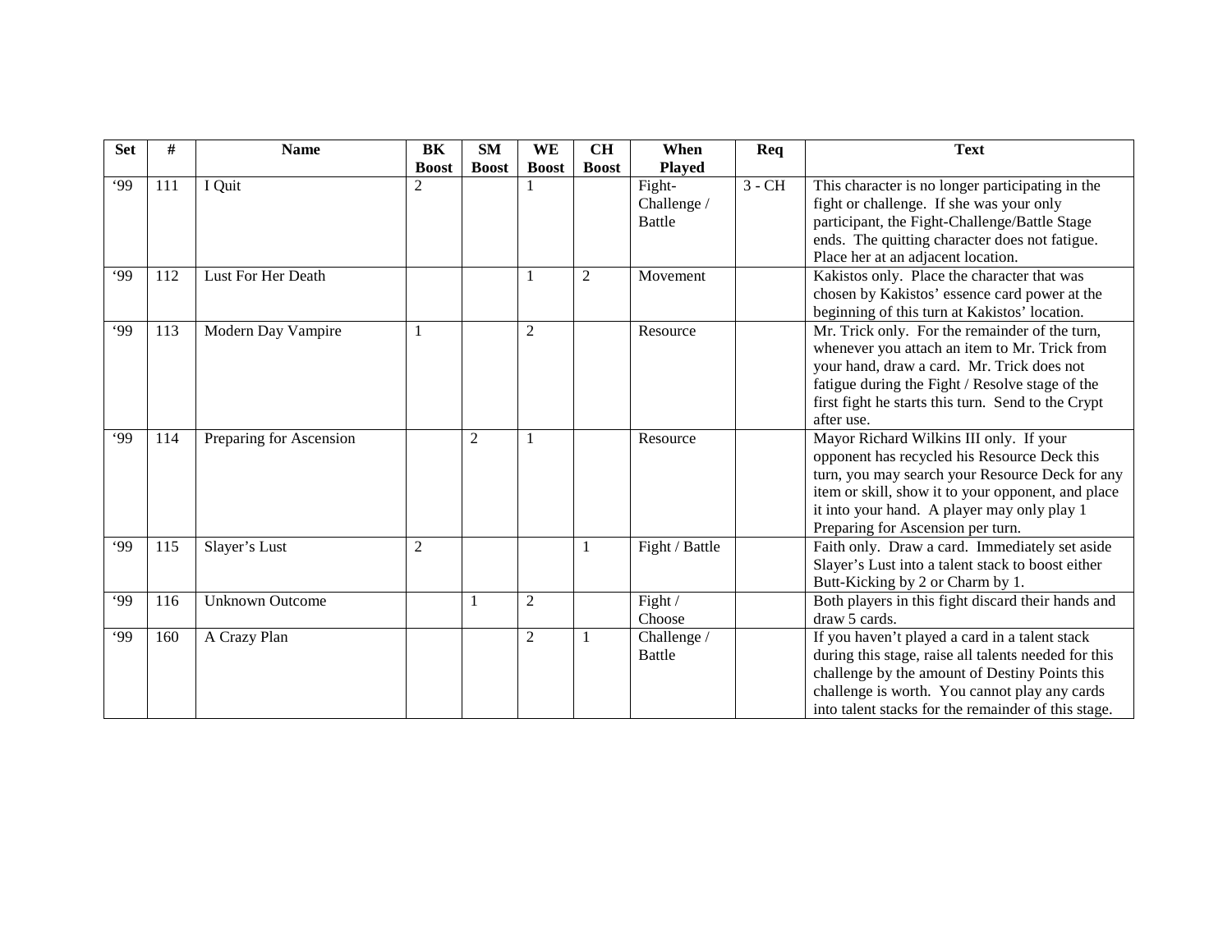| Set | # | Name | BK Boost | SM Boost | WE Boost | CH Boost | When Played | Req | Text |
|---|---|---|---|---|---|---|---|---|---|
| '99 | 111 | I Quit | 2 | | 1 | | Fight-Challenge / Battle | 3 - CH | This character is no longer participating in the fight or challenge. If she was your only participant, the Fight-Challenge/Battle Stage ends. The quitting character does not fatigue. Place her at an adjacent location. |
| '99 | 112 | Lust For Her Death | | | 1 | 2 | Movement | | Kakistos only. Place the character that was chosen by Kakistos' essence card power at the beginning of this turn at Kakistos' location. |
| '99 | 113 | Modern Day Vampire | 1 | | 2 | | Resource | | Mr. Trick only. For the remainder of the turn, whenever you attach an item to Mr. Trick from your hand, draw a card. Mr. Trick does not fatigue during the Fight / Resolve stage of the first fight he starts this turn. Send to the Crypt after use. |
| '99 | 114 | Preparing for Ascension | | 2 | 1 | | Resource | | Mayor Richard Wilkins III only. If your opponent has recycled his Resource Deck this turn, you may search your Resource Deck for any item or skill, show it to your opponent, and place it into your hand. A player may only play 1 Preparing for Ascension per turn. |
| '99 | 115 | Slayer's Lust | 2 | | | 1 | Fight / Battle | | Faith only. Draw a card. Immediately set aside Slayer's Lust into a talent stack to boost either Butt-Kicking by 2 or Charm by 1. |
| '99 | 116 | Unknown Outcome | | 1 | 2 | | Fight / Choose | | Both players in this fight discard their hands and draw 5 cards. |
| '99 | 160 | A Crazy Plan | | | 2 | 1 | Challenge / Battle | | If you haven't played a card in a talent stack during this stage, raise all talents needed for this challenge by the amount of Destiny Points this challenge is worth. You cannot play any cards into talent stacks for the remainder of this stage. |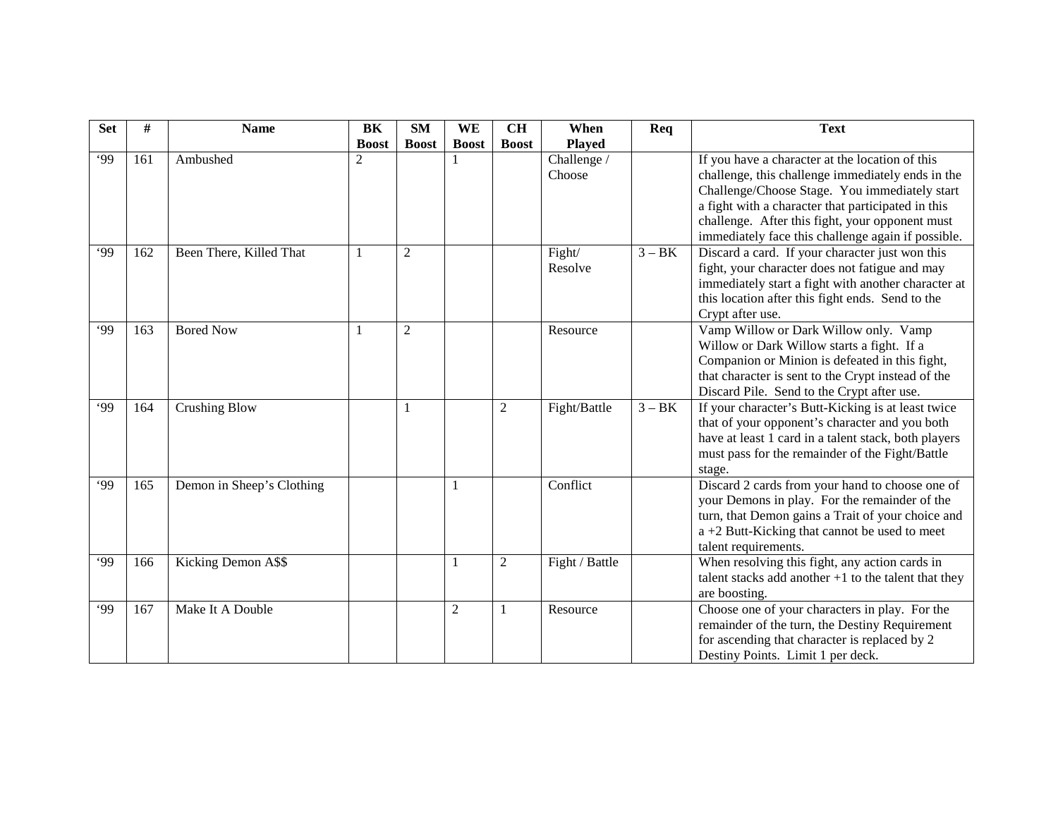| Set | # | Name | BK Boost | SM Boost | WE Boost | CH Boost | When Played | Req | Text |
|---|---|---|---|---|---|---|---|---|---|
| '99 | 161 | Ambushed | 2 | | 1 | | Challenge / Choose | | If you have a character at the location of this challenge, this challenge immediately ends in the Challenge/Choose Stage. You immediately start a fight with a character that participated in this challenge. After this fight, your opponent must immediately face this challenge again if possible. |
| '99 | 162 | Been There, Killed That | 1 | 2 | | | Fight/ Resolve | 3 – BK | Discard a card. If your character just won this fight, your character does not fatigue and may immediately start a fight with another character at this location after this fight ends. Send to the Crypt after use. |
| '99 | 163 | Bored Now | 1 | 2 | | | Resource | | Vamp Willow or Dark Willow only. Vamp Willow or Dark Willow starts a fight. If a Companion or Minion is defeated in this fight, that character is sent to the Crypt instead of the Discard Pile. Send to the Crypt after use. |
| '99 | 164 | Crushing Blow | | 1 | | 2 | Fight/Battle | 3 – BK | If your character's Butt-Kicking is at least twice that of your opponent's character and you both have at least 1 card in a talent stack, both players must pass for the remainder of the Fight/Battle stage. |
| '99 | 165 | Demon in Sheep's Clothing | | | 1 | | Conflict | | Discard 2 cards from your hand to choose one of your Demons in play. For the remainder of the turn, that Demon gains a Trait of your choice and a +2 Butt-Kicking that cannot be used to meet talent requirements. |
| '99 | 166 | Kicking Demon A$$ | | | 1 | 2 | Fight / Battle | | When resolving this fight, any action cards in talent stacks add another +1 to the talent that they are boosting. |
| '99 | 167 | Make It A Double | | | 2 | 1 | Resource | | Choose one of your characters in play. For the remainder of the turn, the Destiny Requirement for ascending that character is replaced by 2 Destiny Points. Limit 1 per deck. |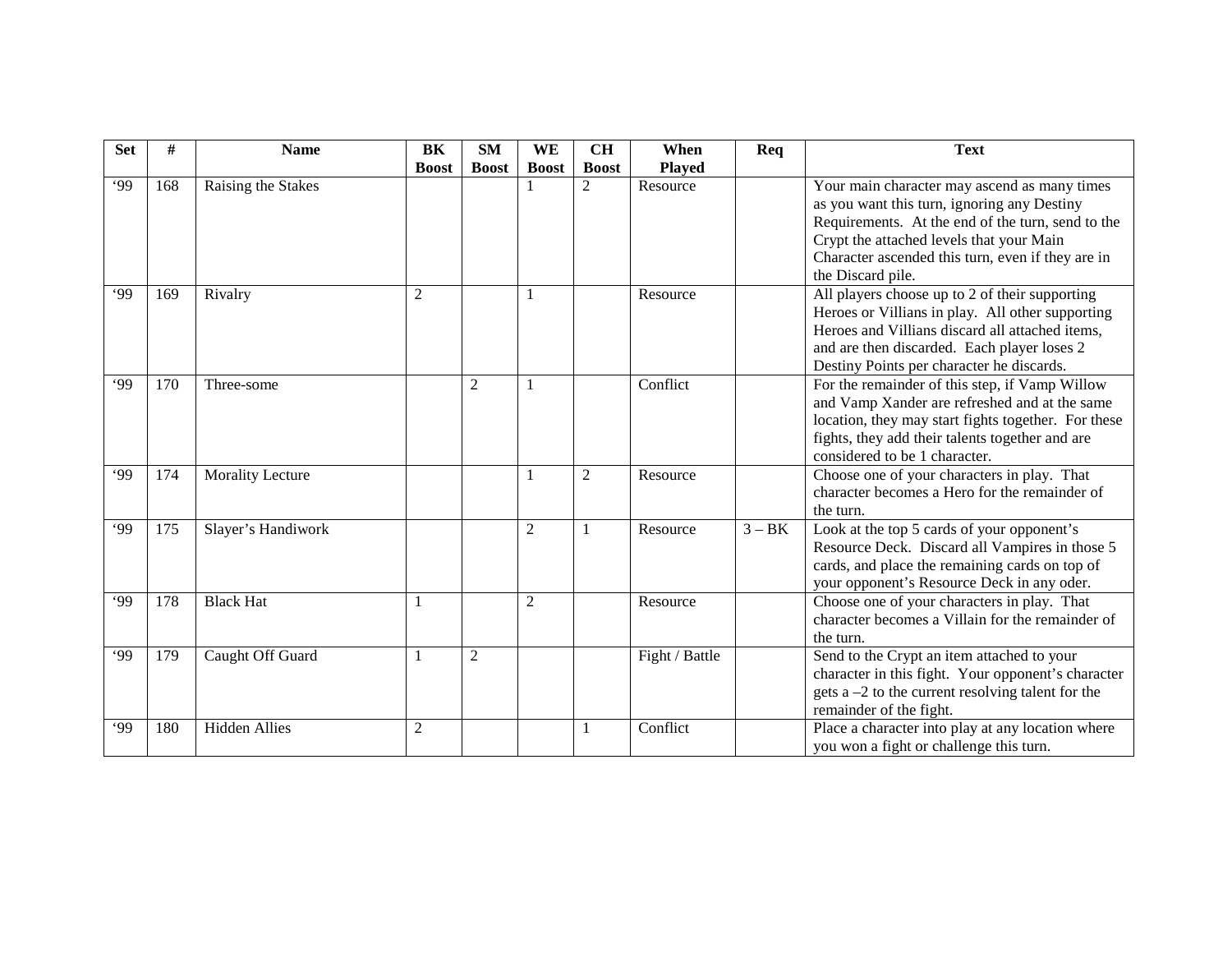| Set | # | Name | BK Boost | SM Boost | WE Boost | CH Boost | When Played | Req | Text |
|---|---|---|---|---|---|---|---|---|---|
| '99 | 168 | Raising the Stakes | | | 1 | 2 | Resource | | Your main character may ascend as many times as you want this turn, ignoring any Destiny Requirements. At the end of the turn, send to the Crypt the attached levels that your Main Character ascended this turn, even if they are in the Discard pile. |
| '99 | 169 | Rivalry | 2 | | 1 | | Resource | | All players choose up to 2 of their supporting Heroes or Villians in play. All other supporting Heroes and Villians discard all attached items, and are then discarded. Each player loses 2 Destiny Points per character he discards. |
| '99 | 170 | Three-some | | 2 | 1 | | Conflict | | For the remainder of this step, if Vamp Willow and Vamp Xander are refreshed and at the same location, they may start fights together. For these fights, they add their talents together and are considered to be 1 character. |
| '99 | 174 | Morality Lecture | | | 1 | 2 | Resource | | Choose one of your characters in play. That character becomes a Hero for the remainder of the turn. |
| '99 | 175 | Slayer's Handiwork | | | 2 | 1 | Resource | 3 – BK | Look at the top 5 cards of your opponent's Resource Deck. Discard all Vampires in those 5 cards, and place the remaining cards on top of your opponent's Resource Deck in any oder. |
| '99 | 178 | Black Hat | 1 | | 2 | | Resource | | Choose one of your characters in play. That character becomes a Villain for the remainder of the turn. |
| '99 | 179 | Caught Off Guard | 1 | 2 | | | Fight / Battle | | Send to the Crypt an item attached to your character in this fight. Your opponent's character gets a –2 to the current resolving talent for the remainder of the fight. |
| '99 | 180 | Hidden Allies | 2 | | | 1 | Conflict | | Place a character into play at any location where you won a fight or challenge this turn. |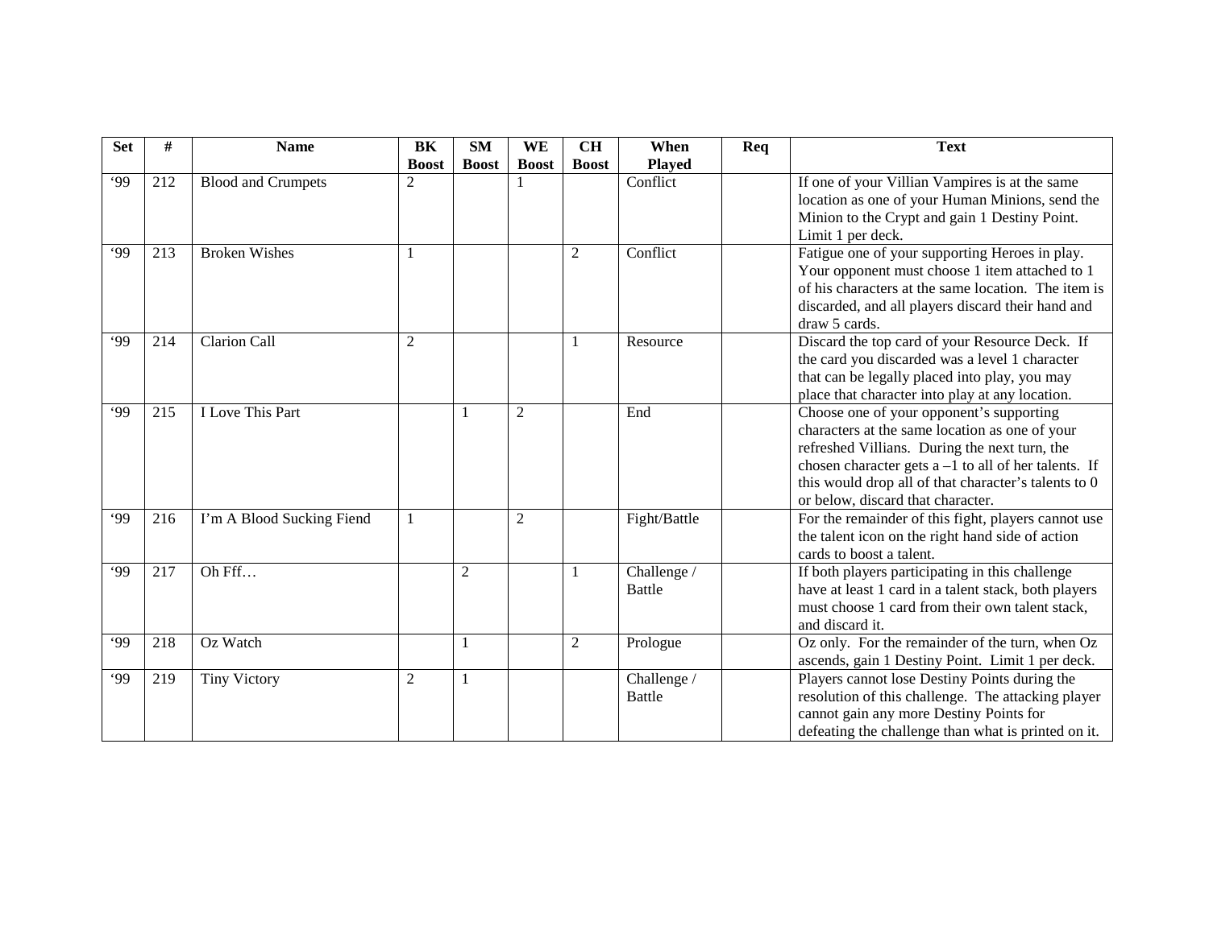| Set | # | Name | BK Boost | SM Boost | WE Boost | CH Boost | When Played | Req | Text |
|---|---|---|---|---|---|---|---|---|---|
| '99 | 212 | Blood and Crumpets | 2 | | 1 | | Conflict | | If one of your Villian Vampires is at the same location as one of your Human Minions, send the Minion to the Crypt and gain 1 Destiny Point. Limit 1 per deck. |
| '99 | 213 | Broken Wishes | 1 | | | 2 | Conflict | | Fatigue one of your supporting Heroes in play. Your opponent must choose 1 item attached to 1 of his characters at the same location. The item is discarded, and all players discard their hand and draw 5 cards. |
| '99 | 214 | Clarion Call | 2 | | | 1 | Resource | | Discard the top card of your Resource Deck. If the card you discarded was a level 1 character that can be legally placed into play, you may place that character into play at any location. |
| '99 | 215 | I Love This Part | | 1 | 2 | | End | | Choose one of your opponent's supporting characters at the same location as one of your refreshed Villians. During the next turn, the chosen character gets a –1 to all of her talents. If this would drop all of that character's talents to 0 or below, discard that character. |
| '99 | 216 | I'm A Blood Sucking Fiend | 1 | | 2 | | Fight/Battle | | For the remainder of this fight, players cannot use the talent icon on the right hand side of action cards to boost a talent. |
| '99 | 217 | Oh Fff… | | 2 | | 1 | Challenge / Battle | | If both players participating in this challenge have at least 1 card in a talent stack, both players must choose 1 card from their own talent stack, and discard it. |
| '99 | 218 | Oz Watch | | 1 | | 2 | Prologue | | Oz only. For the remainder of the turn, when Oz ascends, gain 1 Destiny Point. Limit 1 per deck. |
| '99 | 219 | Tiny Victory | 2 | 1 | | | Challenge / Battle | | Players cannot lose Destiny Points during the resolution of this challenge. The attacking player cannot gain any more Destiny Points for defeating the challenge than what is printed on it. |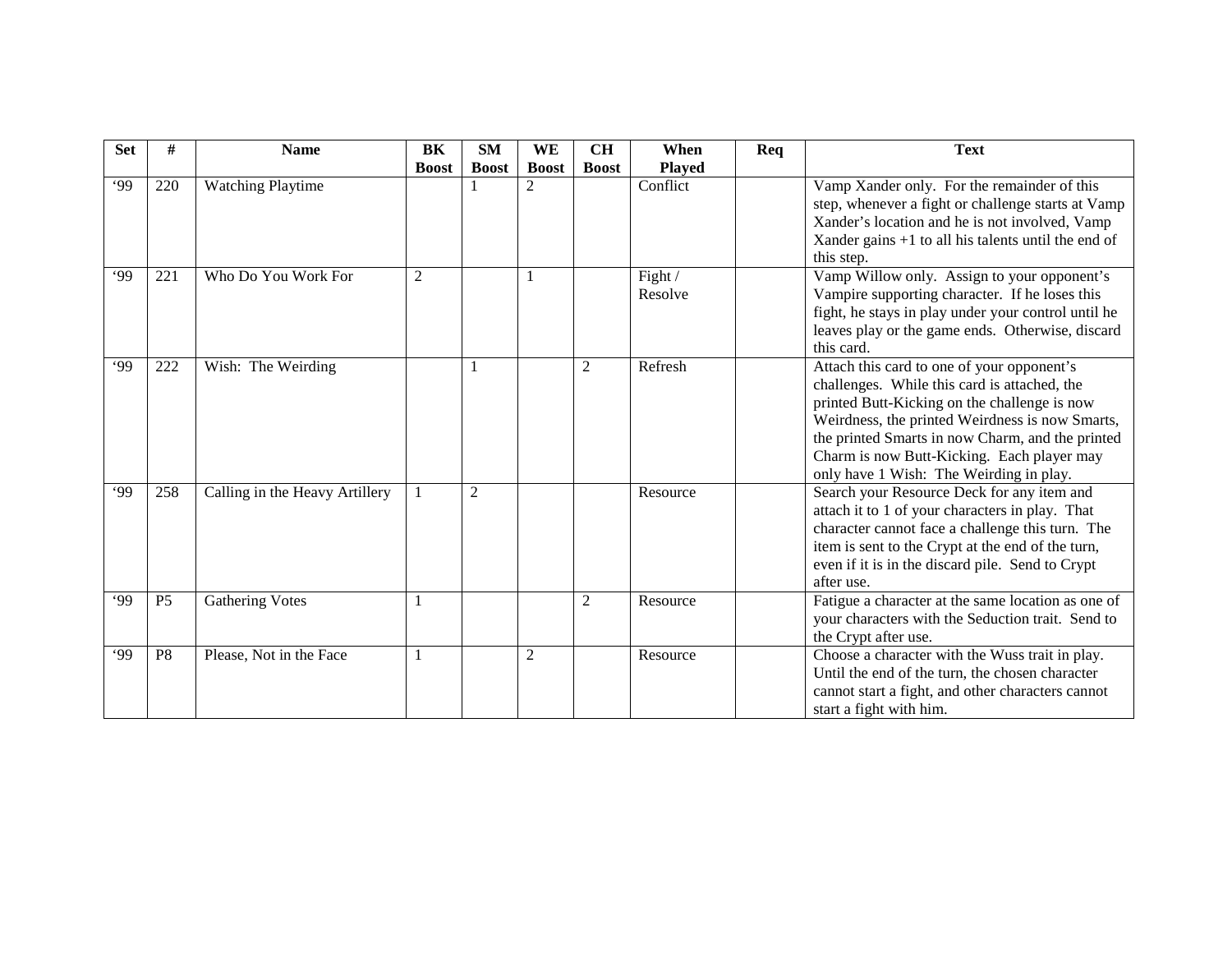| Set | # | Name | BK Boost | SM Boost | WE Boost | CH Boost | When Played | Req | Text |
|---|---|---|---|---|---|---|---|---|---|
| '99 | 220 | Watching Playtime | | 1 | 2 | | Conflict | | Vamp Xander only. For the remainder of this step, whenever a fight or challenge starts at Vamp Xander's location and he is not involved, Vamp Xander gains +1 to all his talents until the end of this step. |
| '99 | 221 | Who Do You Work For | 2 | | 1 | | Fight / Resolve | | Vamp Willow only. Assign to your opponent's Vampire supporting character. If he loses this fight, he stays in play under your control until he leaves play or the game ends. Otherwise, discard this card. |
| '99 | 222 | Wish: The Weirding | | 1 | | 2 | Refresh | | Attach this card to one of your opponent's challenges. While this card is attached, the printed Butt-Kicking on the challenge is now Weirdness, the printed Weirdness is now Smarts, the printed Smarts in now Charm, and the printed Charm is now Butt-Kicking. Each player may only have 1 Wish: The Weirding in play. |
| '99 | 258 | Calling in the Heavy Artillery | 1 | 2 | | | Resource | | Search your Resource Deck for any item and attach it to 1 of your characters in play. That character cannot face a challenge this turn. The item is sent to the Crypt at the end of the turn, even if it is in the discard pile. Send to Crypt after use. |
| '99 | P5 | Gathering Votes | 1 | | | 2 | Resource | | Fatigue a character at the same location as one of your characters with the Seduction trait. Send to the Crypt after use. |
| '99 | P8 | Please, Not in the Face | 1 | | 2 | | Resource | | Choose a character with the Wuss trait in play. Until the end of the turn, the chosen character cannot start a fight, and other characters cannot start a fight with him. |